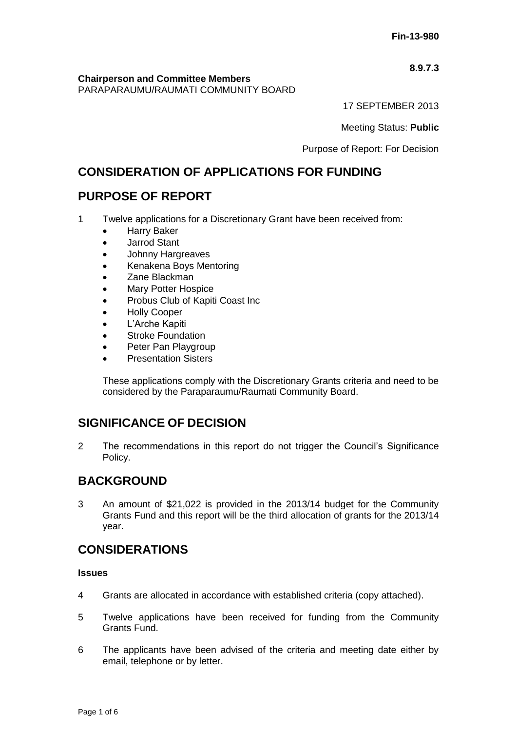**Fin-13-980**

**8.9.7.3**

**Chairperson and Committee Members**
PARAPARAUMU/RAUMATI COMMUNITY BOARD

17 SEPTEMBER 2013

Meeting Status: **Public**

Purpose of Report: For Decision

## CONSIDERATION OF APPLICATIONS FOR FUNDING

## PURPOSE OF REPORT

1 Twelve applications for a Discretionary Grant have been received from:

- Harry Baker
- Jarrod Stant
- Johnny Hargreaves
- Kenakena Boys Mentoring
- Zane Blackman
- Mary Potter Hospice
- Probus Club of Kapiti Coast Inc
- Holly Cooper
- L'Arche Kapiti
- Stroke Foundation
- Peter Pan Playgroup
- Presentation Sisters

These applications comply with the Discretionary Grants criteria and need to be considered by the Paraparaumu/Raumati Community Board.

## SIGNIFICANCE OF DECISION

2 The recommendations in this report do not trigger the Council's Significance Policy.

## BACKGROUND

3 An amount of $21,022 is provided in the 2013/14 budget for the Community Grants Fund and this report will be the third allocation of grants for the 2013/14 year.

## CONSIDERATIONS

**Issues**

4 Grants are allocated in accordance with established criteria (copy attached).

5 Twelve applications have been received for funding from the Community Grants Fund.

6 The applicants have been advised of the criteria and meeting date either by email, telephone or by letter.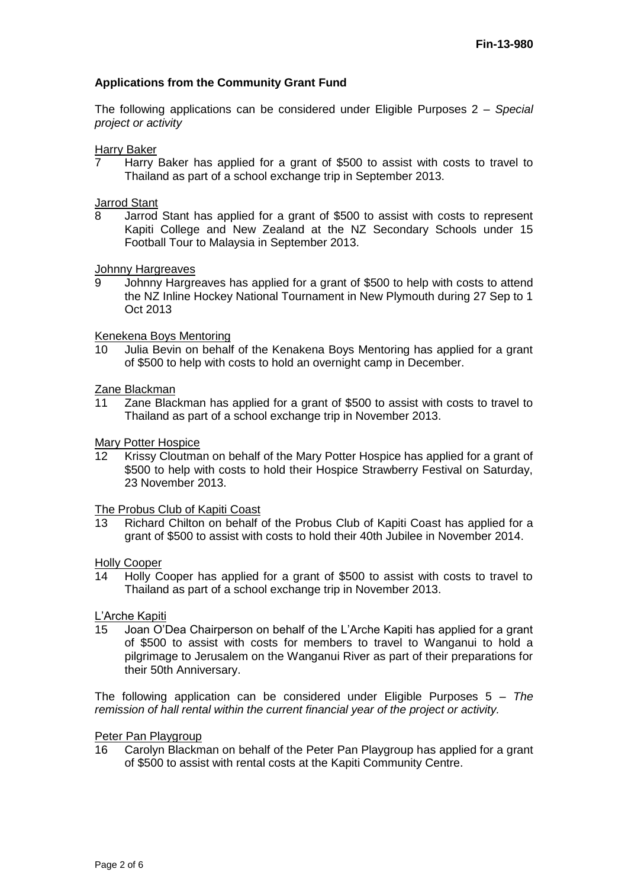**Applications from the Community Grant Fund**

The following applications can be considered under Eligible Purposes 2 – *Special project or activity*

Harry Baker

7 Harry Baker has applied for a grant of $500 to assist with costs to travel to Thailand as part of a school exchange trip in September 2013.

Jarrod Stant

8 Jarrod Stant has applied for a grant of $500 to assist with costs to represent Kapiti College and New Zealand at the NZ Secondary Schools under 15 Football Tour to Malaysia in September 2013.

Johnny Hargreaves

9 Johnny Hargreaves has applied for a grant of $500 to help with costs to attend the NZ Inline Hockey National Tournament in New Plymouth during 27 Sep to 1 Oct 2013

Kenekena Boys Mentoring

10 Julia Bevin on behalf of the Kenakena Boys Mentoring has applied for a grant of $500 to help with costs to hold an overnight camp in December.

Zane Blackman

11 Zane Blackman has applied for a grant of $500 to assist with costs to travel to Thailand as part of a school exchange trip in November 2013.

Mary Potter Hospice

12 Krissy Cloutman on behalf of the Mary Potter Hospice has applied for a grant of $500 to help with costs to hold their Hospice Strawberry Festival on Saturday, 23 November 2013.

The Probus Club of Kapiti Coast

13 Richard Chilton on behalf of the Probus Club of Kapiti Coast has applied for a grant of $500 to assist with costs to hold their 40th Jubilee in November 2014.

Holly Cooper

14 Holly Cooper has applied for a grant of $500 to assist with costs to travel to Thailand as part of a school exchange trip in November 2013.

L'Arche Kapiti

15 Joan O'Dea Chairperson on behalf of the L'Arche Kapiti has applied for a grant of $500 to assist with costs for members to travel to Wanganui to hold a pilgrimage to Jerusalem on the Wanganui River as part of their preparations for their 50th Anniversary.

The following application can be considered under Eligible Purposes 5 – *The remission of hall rental within the current financial year of the project or activity.*

Peter Pan Playgroup

16 Carolyn Blackman on behalf of the Peter Pan Playgroup has applied for a grant of $500 to assist with rental costs at the Kapiti Community Centre.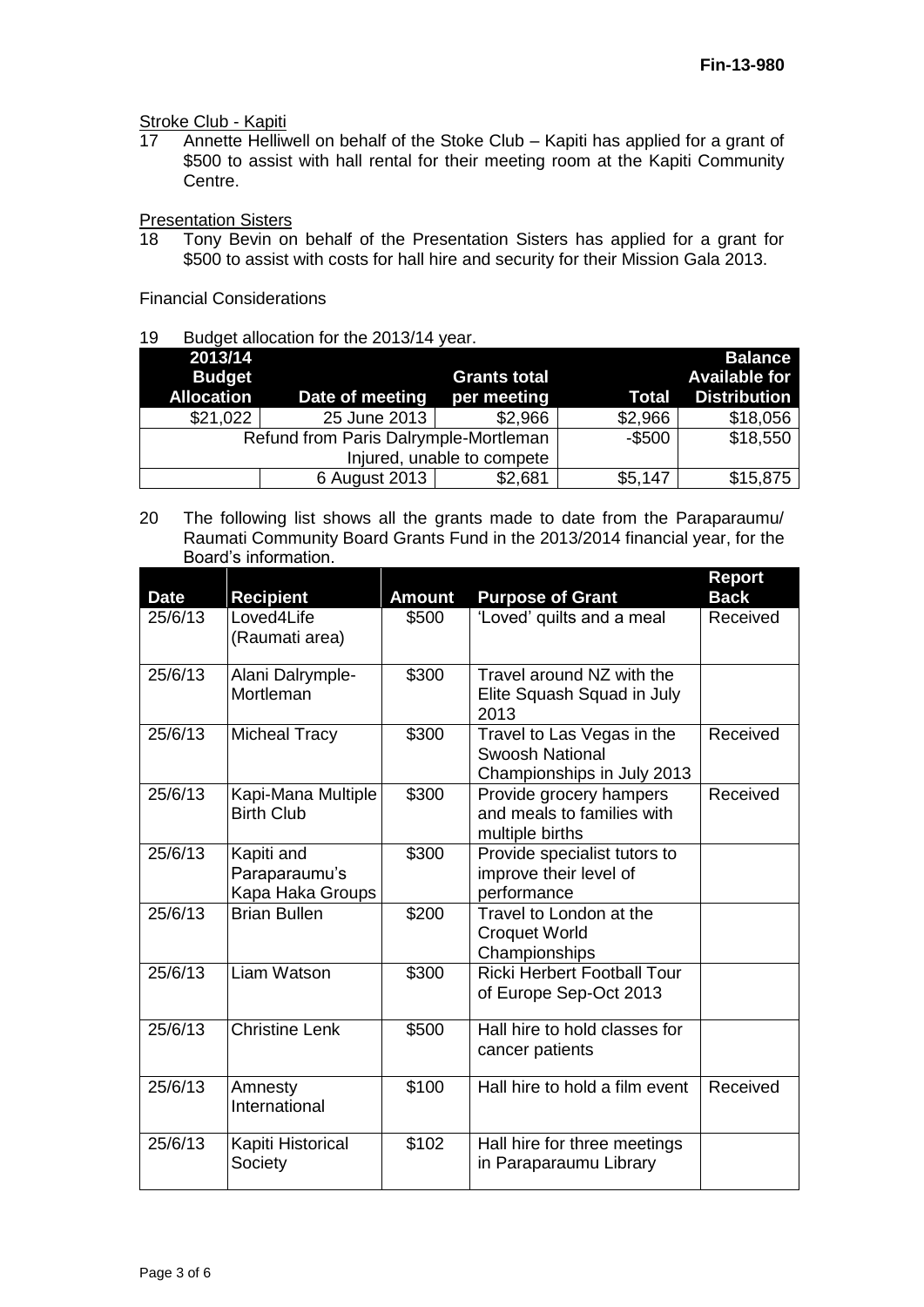Stroke Club - Kapiti

17 Annette Helliwell on behalf of the Stoke Club – Kapiti has applied for a grant of $500 to assist with hall rental for their meeting room at the Kapiti Community Centre.

Presentation Sisters

18 Tony Bevin on behalf of the Presentation Sisters has applied for a grant for $500 to assist with costs for hall hire and security for their Mission Gala 2013.

Financial Considerations

19 Budget allocation for the 2013/14 year.

| 2013/14 Budget Allocation | Date of meeting | Grants total per meeting | Total | Balance Available for Distribution |
|---|---|---|---|---|
| $21,022 | 25 June 2013 | $2,966 | $2,966 | $18,056 |
| Refund from Paris Dalrymple-Mortleman Injured, unable to compete | | | -$500 | $18,550 |
| | 6 August 2013 | $2,681 | $5,147 | $15,875 |

20 The following list shows all the grants made to date from the Paraparaumu/ Raumati Community Board Grants Fund in the 2013/2014 financial year, for the Board's information.

| Date | Recipient | Amount | Purpose of Grant | Report Back |
|---|---|---|---|---|
| 25/6/13 | Loved4Life (Raumati area) | $500 | 'Loved' quilts and a meal | Received |
| 25/6/13 | Alani Dalrymple-Mortleman | $300 | Travel around NZ with the Elite Squash Squad in July 2013 | |
| 25/6/13 | Micheal Tracy | $300 | Travel to Las Vegas in the Swoosh National Championships in July 2013 | Received |
| 25/6/13 | Kapi-Mana Multiple Birth Club | $300 | Provide grocery hampers and meals to families with multiple births | Received |
| 25/6/13 | Kapiti and Paraparaumu's Kapa Haka Groups | $300 | Provide specialist tutors to improve their level of performance | |
| 25/6/13 | Brian Bullen | $200 | Travel to London at the Croquet World Championships | |
| 25/6/13 | Liam Watson | $300 | Ricki Herbert Football Tour of Europe Sep-Oct 2013 | |
| 25/6/13 | Christine Lenk | $500 | Hall hire to hold classes for cancer patients | |
| 25/6/13 | Amnesty International | $100 | Hall hire to hold a film event | Received |
| 25/6/13 | Kapiti Historical Society | $102 | Hall hire for three meetings in Paraparaumu Library | |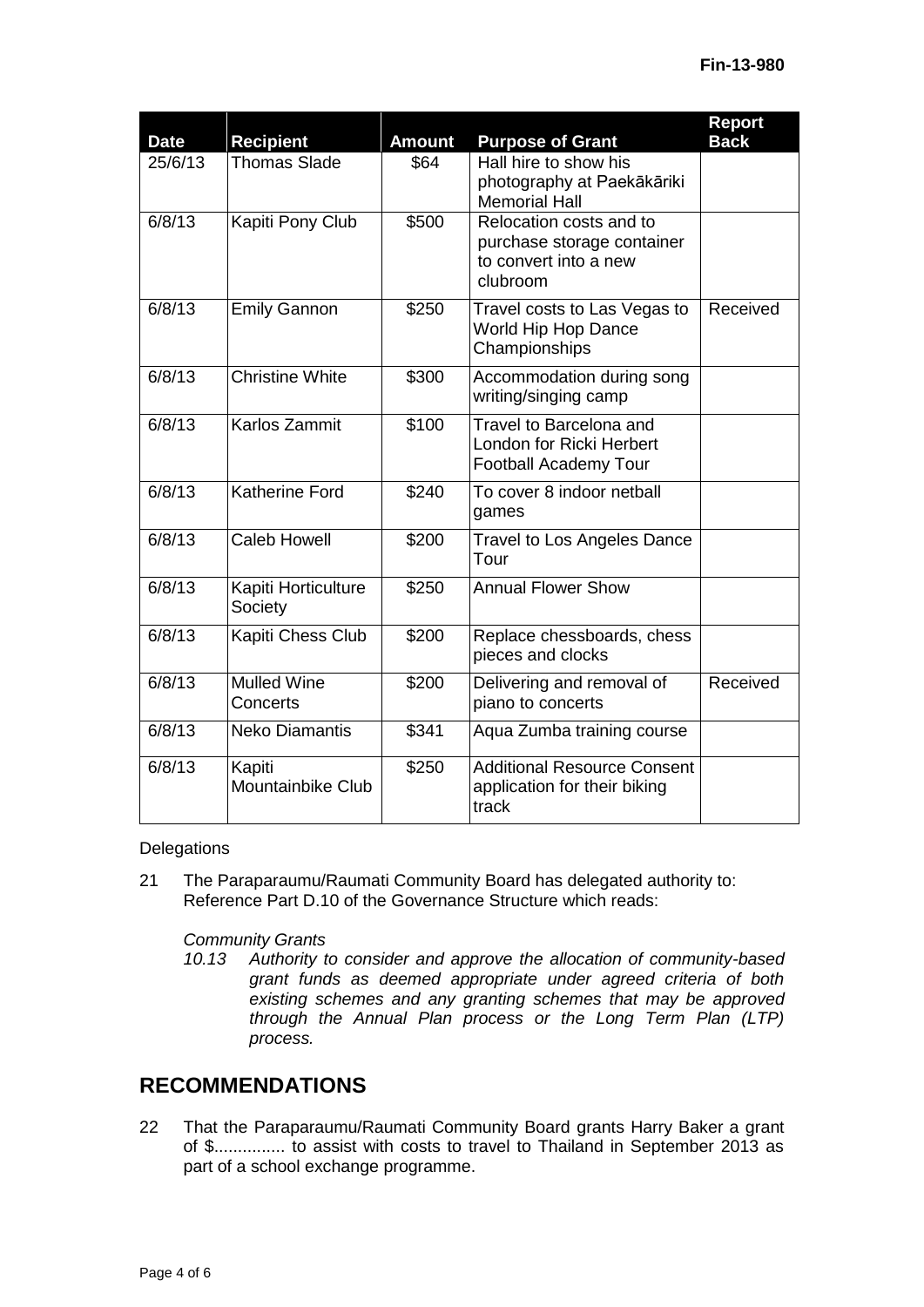| Date | Recipient | Amount | Purpose of Grant | Report Back |
|---|---|---|---|---|
| 25/6/13 | Thomas Slade | $64 | Hall hire to show his photography at Paekākāriki Memorial Hall | |
| 6/8/13 | Kapiti Pony Club | $500 | Relocation costs and to purchase storage container to convert into a new clubroom | |
| 6/8/13 | Emily Gannon | $250 | Travel costs to Las Vegas to World Hip Hop Dance Championships | Received |
| 6/8/13 | Christine White | $300 | Accommodation during song writing/singing camp | |
| 6/8/13 | Karlos Zammit | $100 | Travel to Barcelona and London for Ricki Herbert Football Academy Tour | |
| 6/8/13 | Katherine Ford | $240 | To cover 8 indoor netball games | |
| 6/8/13 | Caleb Howell | $200 | Travel to Los Angeles Dance Tour | |
| 6/8/13 | Kapiti Horticulture Society | $250 | Annual Flower Show | |
| 6/8/13 | Kapiti Chess Club | $200 | Replace chessboards, chess pieces and clocks | |
| 6/8/13 | Mulled Wine Concerts | $200 | Delivering and removal of piano to concerts | Received |
| 6/8/13 | Neko Diamantis | $341 | Aqua Zumba training course | |
| 6/8/13 | Kapiti Mountainbike Club | $250 | Additional Resource Consent application for their biking track | |

Delegations

21 The Paraparaumu/Raumati Community Board has delegated authority to: Reference Part D.10 of the Governance Structure which reads:

*Community Grants*

*10.13 Authority to consider and approve the allocation of community-based grant funds as deemed appropriate under agreed criteria of both existing schemes and any granting schemes that may be approved through the Annual Plan process or the Long Term Plan (LTP) process.*

## RECOMMENDATIONS

22 That the Paraparaumu/Raumati Community Board grants Harry Baker a grant of $............... to assist with costs to travel to Thailand in September 2013 as part of a school exchange programme.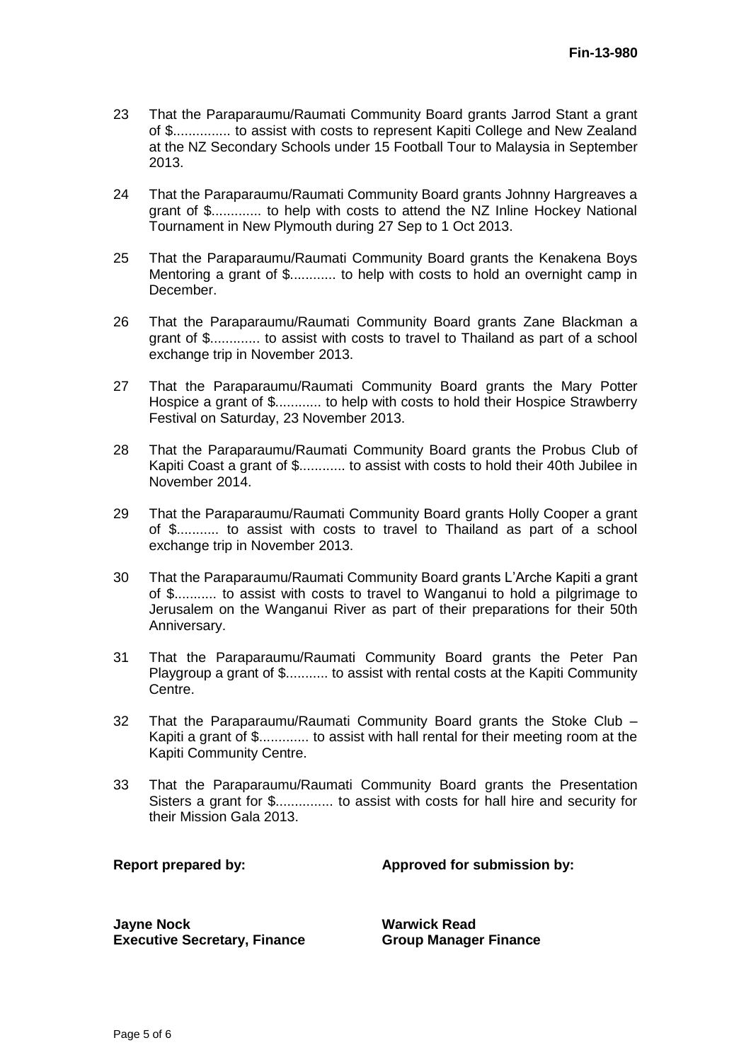23 That the Paraparaumu/Raumati Community Board grants Jarrod Stant a grant of $............... to assist with costs to represent Kapiti College and New Zealand at the NZ Secondary Schools under 15 Football Tour to Malaysia in September 2013.

24 That the Paraparaumu/Raumati Community Board grants Johnny Hargreaves a grant of $............. to help with costs to attend the NZ Inline Hockey National Tournament in New Plymouth during 27 Sep to 1 Oct 2013.

25 That the Paraparaumu/Raumati Community Board grants the Kenakena Boys Mentoring a grant of $............ to help with costs to hold an overnight camp in December.

26 That the Paraparaumu/Raumati Community Board grants Zane Blackman a grant of $............. to assist with costs to travel to Thailand as part of a school exchange trip in November 2013.

27 That the Paraparaumu/Raumati Community Board grants the Mary Potter Hospice a grant of $............ to help with costs to hold their Hospice Strawberry Festival on Saturday, 23 November 2013.

28 That the Paraparaumu/Raumati Community Board grants the Probus Club of Kapiti Coast a grant of $............ to assist with costs to hold their 40th Jubilee in November 2014.

29 That the Paraparaumu/Raumati Community Board grants Holly Cooper a grant of $........... to assist with costs to travel to Thailand as part of a school exchange trip in November 2013.

30 That the Paraparaumu/Raumati Community Board grants L'Arche Kapiti a grant of $........... to assist with costs to travel to Wanganui to hold a pilgrimage to Jerusalem on the Wanganui River as part of their preparations for their 50th Anniversary.

31 That the Paraparaumu/Raumati Community Board grants the Peter Pan Playgroup a grant of $........... to assist with rental costs at the Kapiti Community Centre.

32 That the Paraparaumu/Raumati Community Board grants the Stoke Club – Kapiti a grant of $............. to assist with hall rental for their meeting room at the Kapiti Community Centre.

33 That the Paraparaumu/Raumati Community Board grants the Presentation Sisters a grant for $............... to assist with costs for hall hire and security for their Mission Gala 2013.

| **Report prepared by:** | **Approved for submission by:** |
|---|---|
| **Jayne Nock** | **Warwick Read** |
| **Executive Secretary, Finance** | **Group Manager Finance** |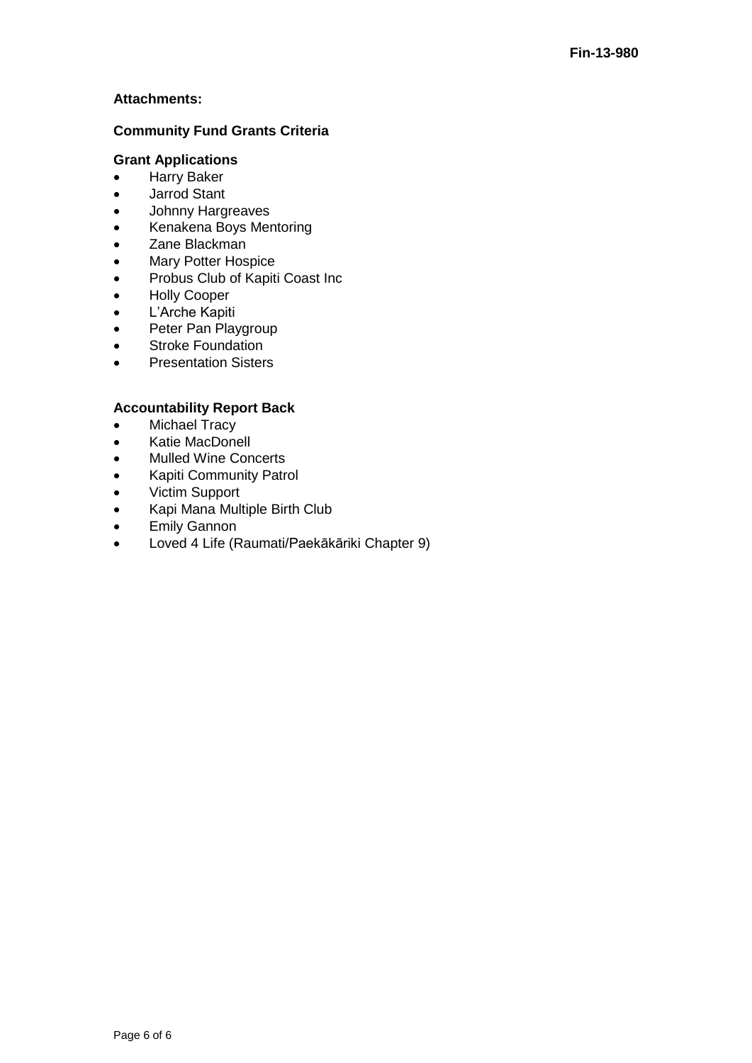**Attachments:**

**Community Fund Grants Criteria**

**Grant Applications**

- Harry Baker
- Jarrod Stant
- Johnny Hargreaves
- Kenakena Boys Mentoring
- Zane Blackman
- Mary Potter Hospice
- Probus Club of Kapiti Coast Inc
- Holly Cooper
- L'Arche Kapiti
- Peter Pan Playgroup
- Stroke Foundation
- Presentation Sisters

**Accountability Report Back**

- Michael Tracy
- Katie MacDonell
- Mulled Wine Concerts
- Kapiti Community Patrol
- Victim Support
- Kapi Mana Multiple Birth Club
- Emily Gannon
- Loved 4 Life (Raumati/Paekākāriki Chapter 9)